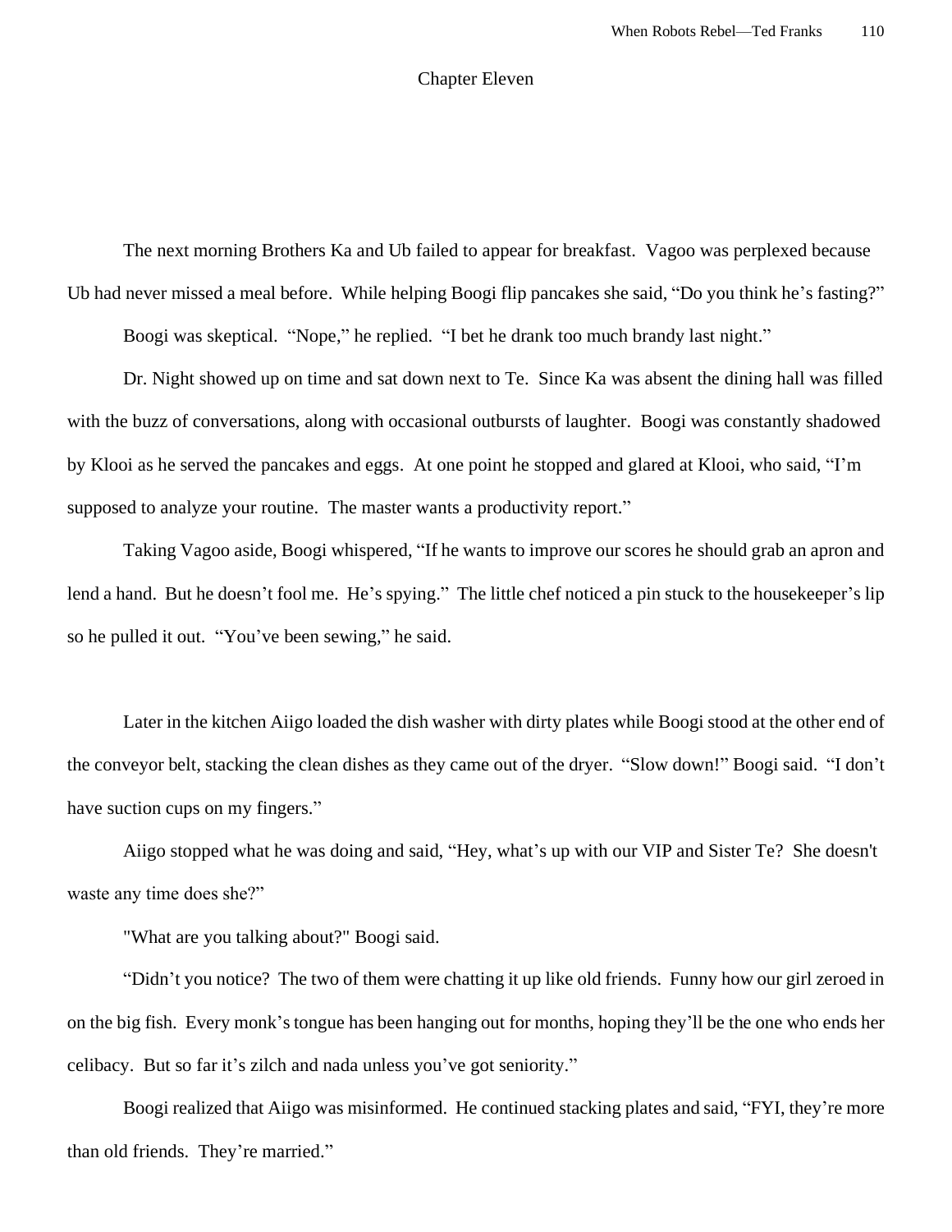# Chapter Eleven

The next morning Brothers Ka and Ub failed to appear for breakfast. Vagoo was perplexed because Ub had never missed a meal before. While helping Boogi flip pancakes she said, "Do you think he's fasting?"

Boogi was skeptical. "Nope," he replied. "I bet he drank too much brandy last night."

Dr. Night showed up on time and sat down next to Te. Since Ka was absent the dining hall was filled with the buzz of conversations, along with occasional outbursts of laughter. Boogi was constantly shadowed by Klooi as he served the pancakes and eggs. At one point he stopped and glared at Klooi, who said, "I'm supposed to analyze your routine. The master wants a productivity report."

Taking Vagoo aside, Boogi whispered, "If he wants to improve our scores he should grab an apron and lend a hand. But he doesn't fool me. He's spying." The little chef noticed a pin stuck to the housekeeper's lip so he pulled it out. "You've been sewing," he said.

Later in the kitchen Aiigo loaded the dish washer with dirty plates while Boogi stood at the other end of the conveyor belt, stacking the clean dishes as they came out of the dryer. "Slow down!" Boogi said. "I don't have suction cups on my fingers."

Aiigo stopped what he was doing and said, "Hey, what's up with our VIP and Sister Te? She doesn't waste any time does she?"

"What are you talking about?" Boogi said.

"Didn't you notice? The two of them were chatting it up like old friends. Funny how our girl zeroed in on the big fish. Every monk's tongue has been hanging out for months, hoping they'll be the one who ends her celibacy. But so far it's zilch and nada unless you've got seniority."

Boogi realized that Aiigo was misinformed. He continued stacking plates and said, "FYI, they're more than old friends. They're married."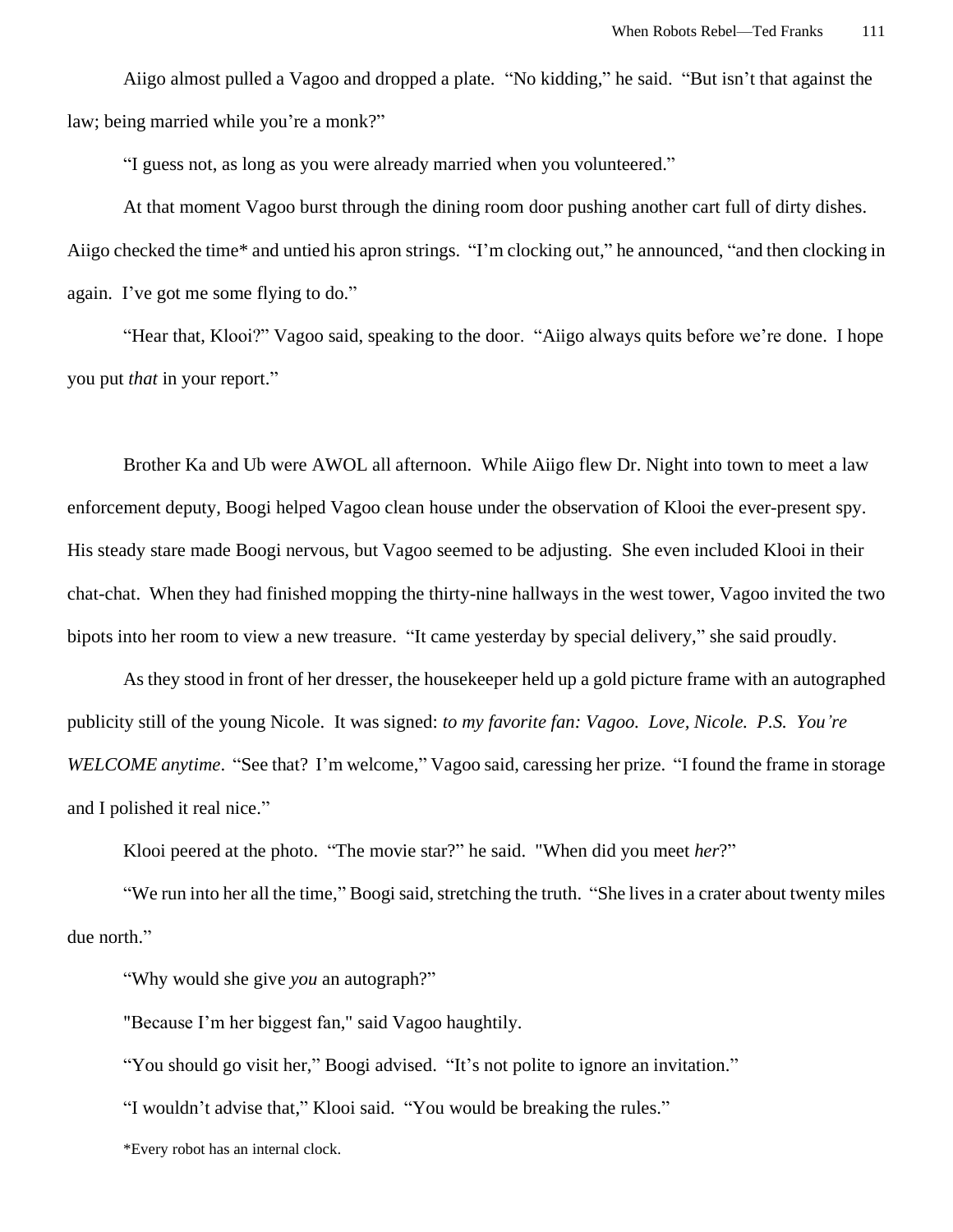Aiigo almost pulled a Vagoo and dropped a plate. "No kidding," he said. "But isn't that against the law; being married while you're a monk?"

"I guess not, as long as you were already married when you volunteered."

At that moment Vagoo burst through the dining room door pushing another cart full of dirty dishes. Aiigo checked the time* and untied his apron strings. "I'm clocking out," he announced, "and then clocking in again. I've got me some flying to do."

"Hear that, Klooi?" Vagoo said, speaking to the door. "Aiigo always quits before we're done. I hope you put *that* in your report."

Brother Ka and Ub were AWOL all afternoon. While Aiigo flew Dr. Night into town to meet a law enforcement deputy, Boogi helped Vagoo clean house under the observation of Klooi the ever-present spy. His steady stare made Boogi nervous, but Vagoo seemed to be adjusting. She even included Klooi in their chat-chat. When they had finished mopping the thirty-nine hallways in the west tower, Vagoo invited the two bipots into her room to view a new treasure. "It came yesterday by special delivery," she said proudly.

As they stood in front of her dresser, the housekeeper held up a gold picture frame with an autographed publicity still of the young Nicole. It was signed: *to my favorite fan: Vagoo. Love, Nicole. P.S. You're WELCOME anytime*. "See that? I'm welcome," Vagoo said, caressing her prize. "I found the frame in storage and I polished it real nice."

Klooi peered at the photo. "The movie star?" he said. "When did you meet *her*?"

"We run into her all the time," Boogi said, stretching the truth. "She lives in a crater about twenty miles due north."

"Why would she give *you* an autograph?"

"Because I'm her biggest fan," said Vagoo haughtily.

"You should go visit her," Boogi advised. "It's not polite to ignore an invitation."

"I wouldn't advise that," Klooi said. "You would be breaking the rules."

*Every robot has an internal clock.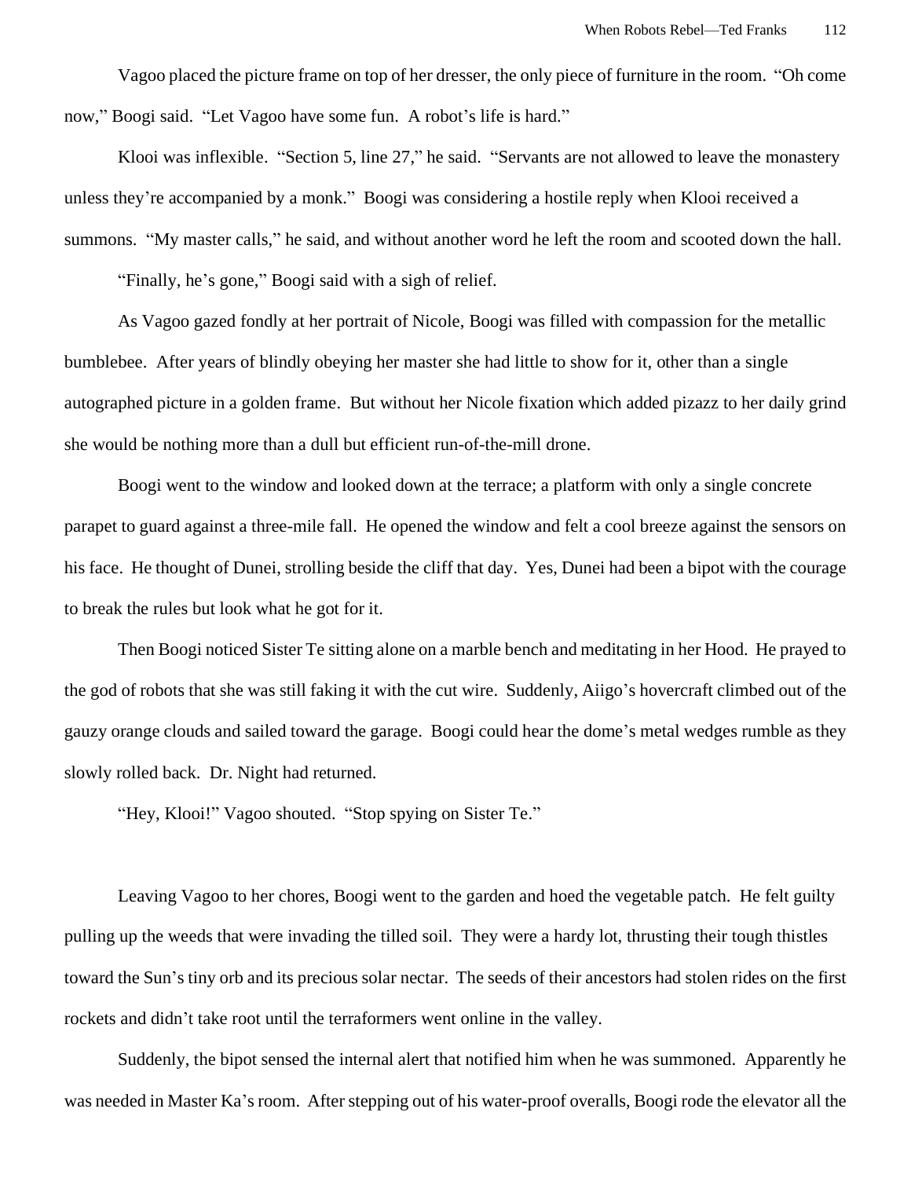Vagoo placed the picture frame on top of her dresser, the only piece of furniture in the room. "Oh come now," Boogi said. "Let Vagoo have some fun. A robot's life is hard."

Klooi was inflexible. "Section 5, line 27," he said. "Servants are not allowed to leave the monastery unless they're accompanied by a monk." Boogi was considering a hostile reply when Klooi received a summons. "My master calls," he said, and without another word he left the room and scooted down the hall.

"Finally, he's gone," Boogi said with a sigh of relief.

As Vagoo gazed fondly at her portrait of Nicole, Boogi was filled with compassion for the metallic bumblebee. After years of blindly obeying her master she had little to show for it, other than a single autographed picture in a golden frame. But without her Nicole fixation which added pizazz to her daily grind she would be nothing more than a dull but efficient run-of-the-mill drone.

Boogi went to the window and looked down at the terrace; a platform with only a single concrete parapet to guard against a three-mile fall. He opened the window and felt a cool breeze against the sensors on his face. He thought of Dunei, strolling beside the cliff that day. Yes, Dunei had been a bipot with the courage to break the rules but look what he got for it.

Then Boogi noticed Sister Te sitting alone on a marble bench and meditating in her Hood. He prayed to the god of robots that she was still faking it with the cut wire. Suddenly, Aiigo's hovercraft climbed out of the gauzy orange clouds and sailed toward the garage. Boogi could hear the dome's metal wedges rumble as they slowly rolled back. Dr. Night had returned.

"Hey, Klooi!" Vagoo shouted. "Stop spying on Sister Te."

Leaving Vagoo to her chores, Boogi went to the garden and hoed the vegetable patch. He felt guilty pulling up the weeds that were invading the tilled soil. They were a hardy lot, thrusting their tough thistles toward the Sun's tiny orb and its precious solar nectar. The seeds of their ancestors had stolen rides on the first rockets and didn't take root until the terraformers went online in the valley.

Suddenly, the bipot sensed the internal alert that notified him when he was summoned. Apparently he was needed in Master Ka's room. After stepping out of his water-proof overalls, Boogi rode the elevator all the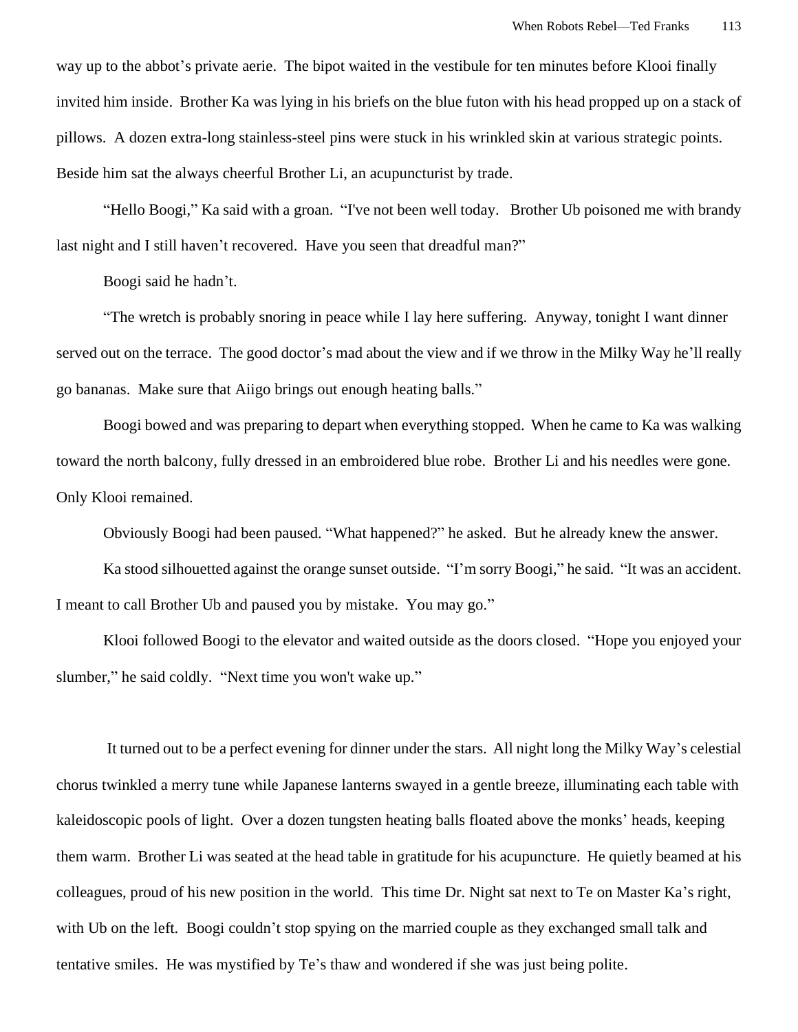way up to the abbot's private aerie. The bipot waited in the vestibule for ten minutes before Klooi finally invited him inside. Brother Ka was lying in his briefs on the blue futon with his head propped up on a stack of pillows. A dozen extra-long stainless-steel pins were stuck in his wrinkled skin at various strategic points. Beside him sat the always cheerful Brother Li, an acupuncturist by trade.

"Hello Boogi," Ka said with a groan. "I've not been well today. Brother Ub poisoned me with brandy last night and I still haven't recovered. Have you seen that dreadful man?"

Boogi said he hadn't.

"The wretch is probably snoring in peace while I lay here suffering. Anyway, tonight I want dinner served out on the terrace. The good doctor's mad about the view and if we throw in the Milky Way he'll really go bananas. Make sure that Aiigo brings out enough heating balls."

Boogi bowed and was preparing to depart when everything stopped. When he came to Ka was walking toward the north balcony, fully dressed in an embroidered blue robe. Brother Li and his needles were gone. Only Klooi remained.

Obviously Boogi had been paused. "What happened?" he asked. But he already knew the answer.

Ka stood silhouetted against the orange sunset outside. "I'm sorry Boogi," he said. "It was an accident. I meant to call Brother Ub and paused you by mistake. You may go."

Klooi followed Boogi to the elevator and waited outside as the doors closed. "Hope you enjoyed your slumber," he said coldly. "Next time you won't wake up."

It turned out to be a perfect evening for dinner under the stars. All night long the Milky Way's celestial chorus twinkled a merry tune while Japanese lanterns swayed in a gentle breeze, illuminating each table with kaleidoscopic pools of light. Over a dozen tungsten heating balls floated above the monks' heads, keeping them warm. Brother Li was seated at the head table in gratitude for his acupuncture. He quietly beamed at his colleagues, proud of his new position in the world. This time Dr. Night sat next to Te on Master Ka's right, with Ub on the left. Boogi couldn't stop spying on the married couple as they exchanged small talk and tentative smiles. He was mystified by Te's thaw and wondered if she was just being polite.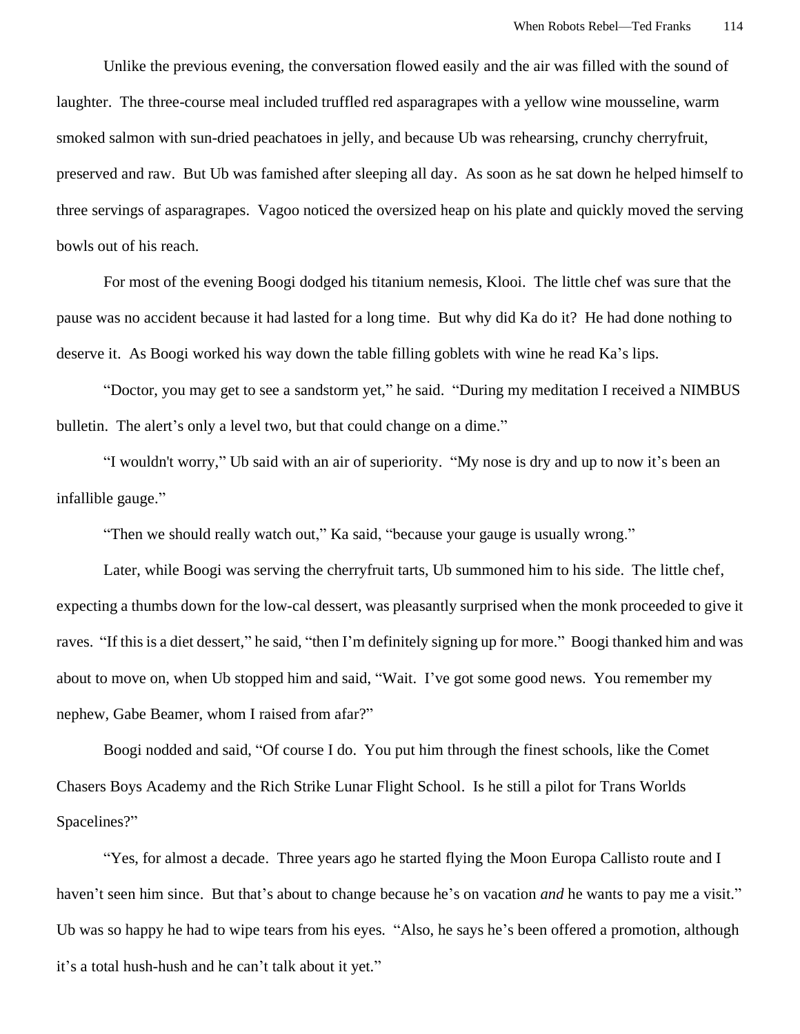Unlike the previous evening, the conversation flowed easily and the air was filled with the sound of laughter. The three-course meal included truffled red asparagrapes with a yellow wine mousseline, warm smoked salmon with sun-dried peachatoes in jelly, and because Ub was rehearsing, crunchy cherryfruit, preserved and raw. But Ub was famished after sleeping all day. As soon as he sat down he helped himself to three servings of asparagrapes. Vagoo noticed the oversized heap on his plate and quickly moved the serving bowls out of his reach.

For most of the evening Boogi dodged his titanium nemesis, Klooi. The little chef was sure that the pause was no accident because it had lasted for a long time. But why did Ka do it? He had done nothing to deserve it. As Boogi worked his way down the table filling goblets with wine he read Ka's lips.

"Doctor, you may get to see a sandstorm yet," he said. "During my meditation I received a NIMBUS bulletin. The alert's only a level two, but that could change on a dime."

"I wouldn't worry," Ub said with an air of superiority. "My nose is dry and up to now it's been an infallible gauge."

"Then we should really watch out," Ka said, "because your gauge is usually wrong."

Later, while Boogi was serving the cherryfruit tarts, Ub summoned him to his side. The little chef, expecting a thumbs down for the low-cal dessert, was pleasantly surprised when the monk proceeded to give it raves. "If this is a diet dessert," he said, "then I'm definitely signing up for more." Boogi thanked him and was about to move on, when Ub stopped him and said, "Wait. I've got some good news. You remember my nephew, Gabe Beamer, whom I raised from afar?"

Boogi nodded and said, "Of course I do. You put him through the finest schools, like the Comet Chasers Boys Academy and the Rich Strike Lunar Flight School. Is he still a pilot for Trans Worlds Spacelines?"

"Yes, for almost a decade. Three years ago he started flying the Moon Europa Callisto route and I haven't seen him since. But that's about to change because he's on vacation *and* he wants to pay me a visit." Ub was so happy he had to wipe tears from his eyes. "Also, he says he's been offered a promotion, although it's a total hush-hush and he can't talk about it yet."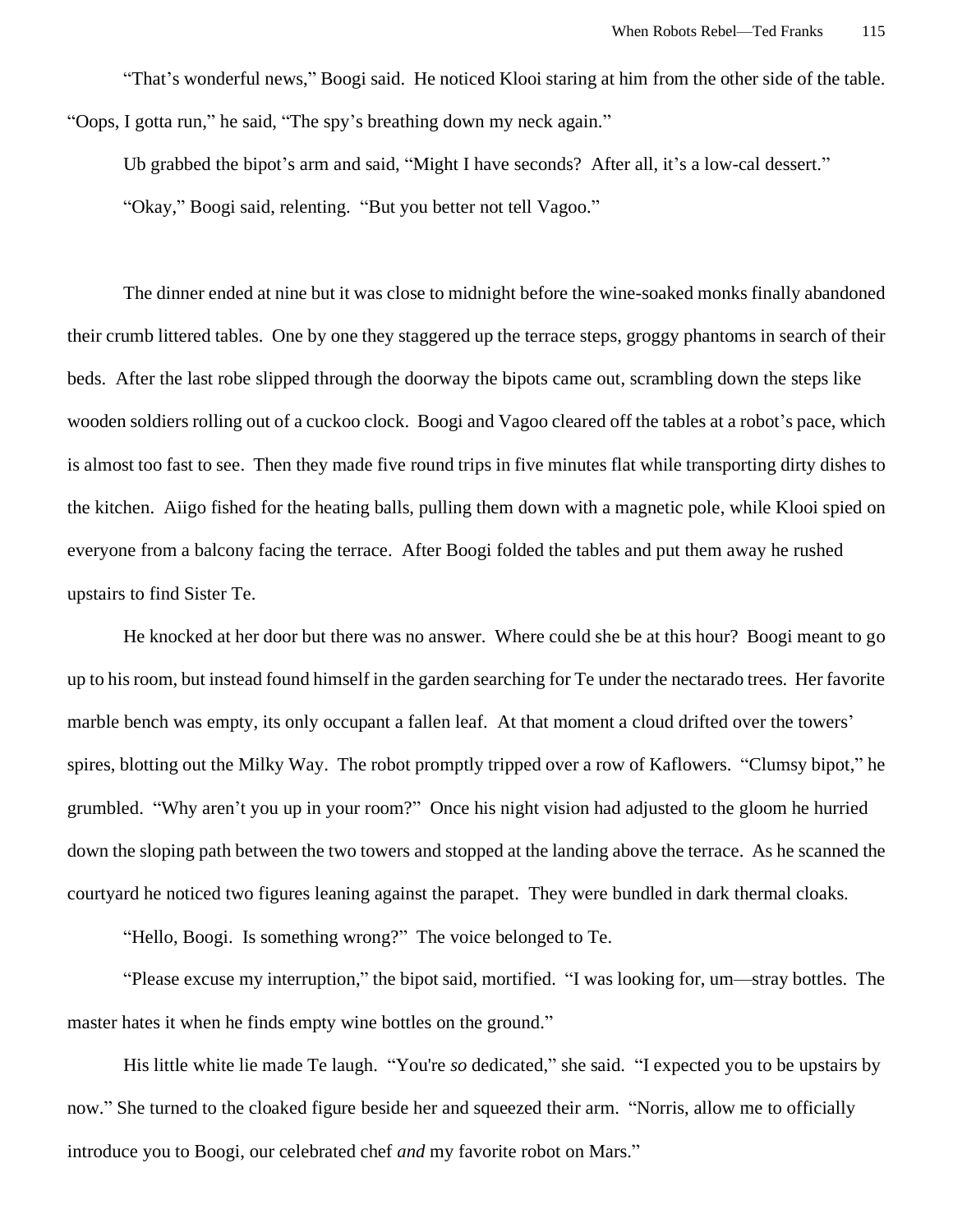"That's wonderful news," Boogi said. He noticed Klooi staring at him from the other side of the table. "Oops, I gotta run," he said, "The spy's breathing down my neck again."

Ub grabbed the bipot's arm and said, "Might I have seconds? After all, it's a low-cal dessert."

"Okay," Boogi said, relenting. "But you better not tell Vagoo."

The dinner ended at nine but it was close to midnight before the wine-soaked monks finally abandoned their crumb littered tables. One by one they staggered up the terrace steps, groggy phantoms in search of their beds. After the last robe slipped through the doorway the bipots came out, scrambling down the steps like wooden soldiers rolling out of a cuckoo clock. Boogi and Vagoo cleared off the tables at a robot's pace, which is almost too fast to see. Then they made five round trips in five minutes flat while transporting dirty dishes to the kitchen. Aiigo fished for the heating balls, pulling them down with a magnetic pole, while Klooi spied on everyone from a balcony facing the terrace. After Boogi folded the tables and put them away he rushed upstairs to find Sister Te.

He knocked at her door but there was no answer. Where could she be at this hour? Boogi meant to go up to his room, but instead found himself in the garden searching for Te under the nectarado trees. Her favorite marble bench was empty, its only occupant a fallen leaf. At that moment a cloud drifted over the towers' spires, blotting out the Milky Way. The robot promptly tripped over a row of Kaflowers. "Clumsy bipot," he grumbled. "Why aren't you up in your room?" Once his night vision had adjusted to the gloom he hurried down the sloping path between the two towers and stopped at the landing above the terrace. As he scanned the courtyard he noticed two figures leaning against the parapet. They were bundled in dark thermal cloaks.

"Hello, Boogi. Is something wrong?" The voice belonged to Te.

"Please excuse my interruption," the bipot said, mortified. "I was looking for, um—stray bottles. The master hates it when he finds empty wine bottles on the ground."

His little white lie made Te laugh. "You're *so* dedicated," she said. "I expected you to be upstairs by now." She turned to the cloaked figure beside her and squeezed their arm. "Norris, allow me to officially introduce you to Boogi, our celebrated chef *and* my favorite robot on Mars."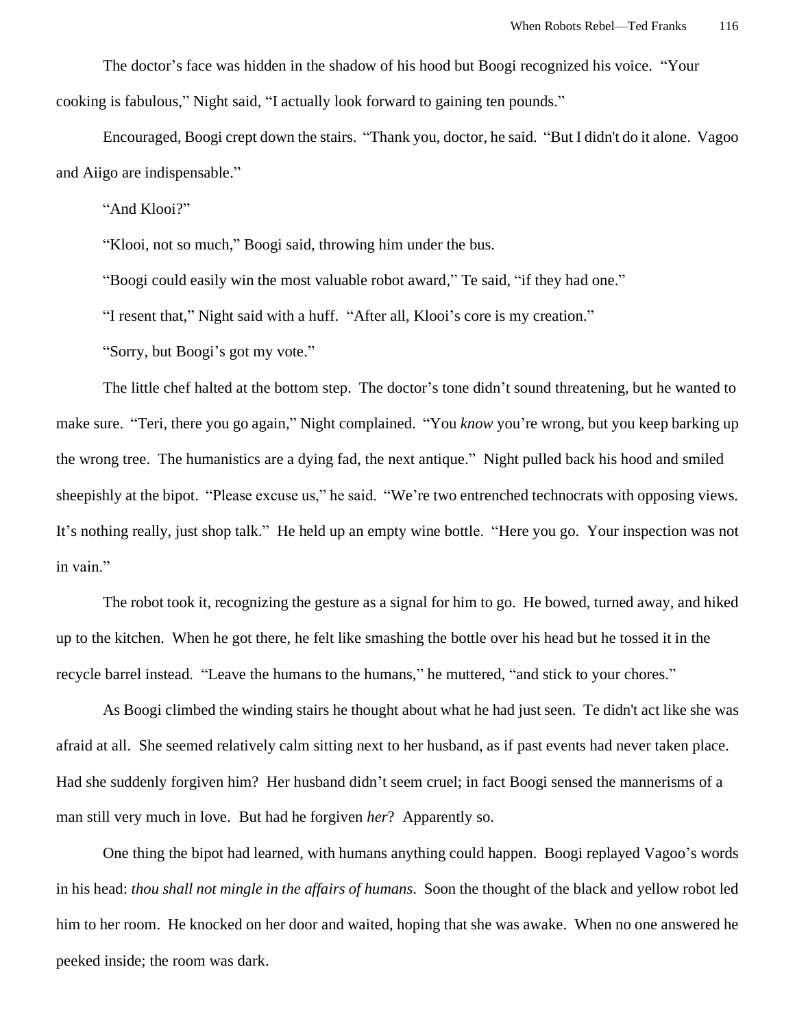The doctor's face was hidden in the shadow of his hood but Boogi recognized his voice. "Your cooking is fabulous," Night said, "I actually look forward to gaining ten pounds."

Encouraged, Boogi crept down the stairs. "Thank you, doctor, he said. "But I didn't do it alone. Vagoo and Aiigo are indispensable."

"And Klooi?"

"Klooi, not so much," Boogi said, throwing him under the bus.

"Boogi could easily win the most valuable robot award," Te said, "if they had one."

"I resent that," Night said with a huff. "After all, Klooi's core is my creation."

"Sorry, but Boogi's got my vote."

The little chef halted at the bottom step. The doctor's tone didn't sound threatening, but he wanted to make sure. "Teri, there you go again," Night complained. "You *know* you're wrong, but you keep barking up the wrong tree. The humanistics are a dying fad, the next antique." Night pulled back his hood and smiled sheepishly at the bipot. "Please excuse us," he said. "We're two entrenched technocrats with opposing views. It's nothing really, just shop talk." He held up an empty wine bottle. "Here you go. Your inspection was not in vain."

The robot took it, recognizing the gesture as a signal for him to go. He bowed, turned away, and hiked up to the kitchen. When he got there, he felt like smashing the bottle over his head but he tossed it in the recycle barrel instead. "Leave the humans to the humans," he muttered, "and stick to your chores."

As Boogi climbed the winding stairs he thought about what he had just seen. Te didn't act like she was afraid at all. She seemed relatively calm sitting next to her husband, as if past events had never taken place. Had she suddenly forgiven him? Her husband didn't seem cruel; in fact Boogi sensed the mannerisms of a man still very much in love. But had he forgiven *her*? Apparently so.

One thing the bipot had learned, with humans anything could happen. Boogi replayed Vagoo's words in his head: *thou shall not mingle in the affairs of humans*. Soon the thought of the black and yellow robot led him to her room. He knocked on her door and waited, hoping that she was awake. When no one answered he peeked inside; the room was dark.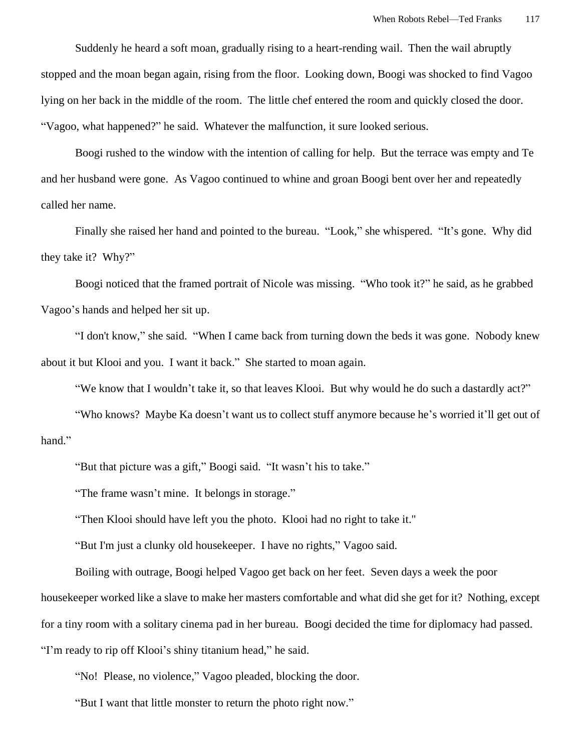Suddenly he heard a soft moan, gradually rising to a heart-rending wail. Then the wail abruptly stopped and the moan began again, rising from the floor. Looking down, Boogi was shocked to find Vagoo lying on her back in the middle of the room. The little chef entered the room and quickly closed the door. "Vagoo, what happened?" he said. Whatever the malfunction, it sure looked serious.

Boogi rushed to the window with the intention of calling for help. But the terrace was empty and Te and her husband were gone. As Vagoo continued to whine and groan Boogi bent over her and repeatedly called her name.

Finally she raised her hand and pointed to the bureau. "Look," she whispered. "It's gone. Why did they take it? Why?"

Boogi noticed that the framed portrait of Nicole was missing. "Who took it?" he said, as he grabbed Vagoo's hands and helped her sit up.

"I don't know," she said. "When I came back from turning down the beds it was gone. Nobody knew about it but Klooi and you. I want it back." She started to moan again.

"We know that I wouldn't take it, so that leaves Klooi. But why would he do such a dastardly act?"

"Who knows? Maybe Ka doesn't want us to collect stuff anymore because he's worried it'll get out of hand."

"But that picture was a gift," Boogi said. "It wasn't his to take."

"The frame wasn't mine. It belongs in storage."

"Then Klooi should have left you the photo. Klooi had no right to take it."

"But I'm just a clunky old housekeeper. I have no rights," Vagoo said.

Boiling with outrage, Boogi helped Vagoo get back on her feet. Seven days a week the poor housekeeper worked like a slave to make her masters comfortable and what did she get for it? Nothing, except for a tiny room with a solitary cinema pad in her bureau. Boogi decided the time for diplomacy had passed. "I'm ready to rip off Klooi's shiny titanium head," he said.

"No! Please, no violence," Vagoo pleaded, blocking the door.

"But I want that little monster to return the photo right now."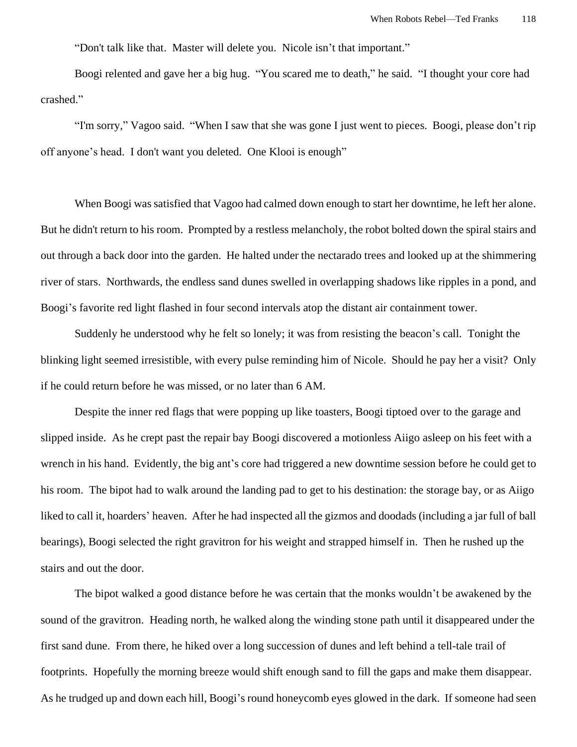"Don't talk like that. Master will delete you. Nicole isn't that important."

Boogi relented and gave her a big hug. "You scared me to death," he said. "I thought your core had crashed."

"I'm sorry," Vagoo said. "When I saw that she was gone I just went to pieces. Boogi, please don't rip off anyone's head. I don't want you deleted. One Klooi is enough"

When Boogi was satisfied that Vagoo had calmed down enough to start her downtime, he left her alone. But he didn't return to his room. Prompted by a restless melancholy, the robot bolted down the spiral stairs and out through a back door into the garden. He halted under the nectarado trees and looked up at the shimmering river of stars. Northwards, the endless sand dunes swelled in overlapping shadows like ripples in a pond, and Boogi's favorite red light flashed in four second intervals atop the distant air containment tower.

Suddenly he understood why he felt so lonely; it was from resisting the beacon's call. Tonight the blinking light seemed irresistible, with every pulse reminding him of Nicole. Should he pay her a visit? Only if he could return before he was missed, or no later than 6 AM.

Despite the inner red flags that were popping up like toasters, Boogi tiptoed over to the garage and slipped inside. As he crept past the repair bay Boogi discovered a motionless Aiigo asleep on his feet with a wrench in his hand. Evidently, the big ant's core had triggered a new downtime session before he could get to his room. The bipot had to walk around the landing pad to get to his destination: the storage bay, or as Aiigo liked to call it, hoarders' heaven. After he had inspected all the gizmos and doodads (including a jar full of ball bearings), Boogi selected the right gravitron for his weight and strapped himself in. Then he rushed up the stairs and out the door.

The bipot walked a good distance before he was certain that the monks wouldn't be awakened by the sound of the gravitron. Heading north, he walked along the winding stone path until it disappeared under the first sand dune. From there, he hiked over a long succession of dunes and left behind a tell-tale trail of footprints. Hopefully the morning breeze would shift enough sand to fill the gaps and make them disappear. As he trudged up and down each hill, Boogi's round honeycomb eyes glowed in the dark. If someone had seen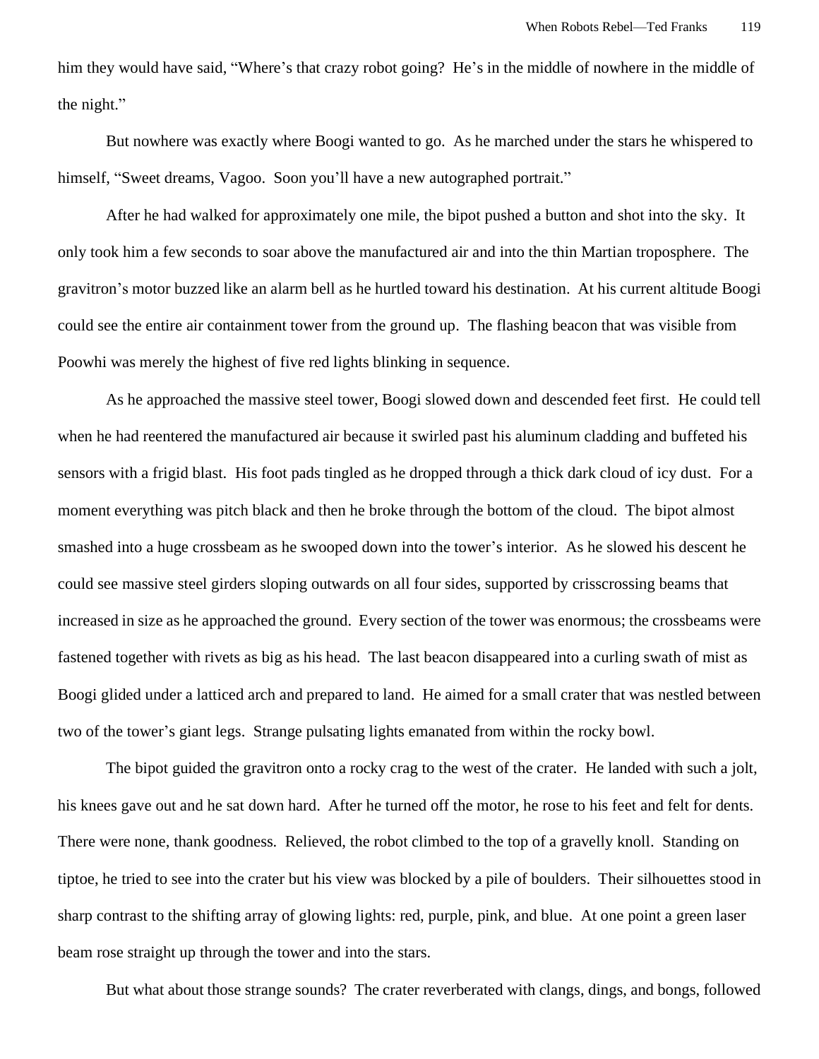him they would have said, "Where's that crazy robot going? He's in the middle of nowhere in the middle of the night."

But nowhere was exactly where Boogi wanted to go. As he marched under the stars he whispered to himself, "Sweet dreams, Vagoo. Soon you'll have a new autographed portrait."

After he had walked for approximately one mile, the bipot pushed a button and shot into the sky. It only took him a few seconds to soar above the manufactured air and into the thin Martian troposphere. The gravitron's motor buzzed like an alarm bell as he hurtled toward his destination. At his current altitude Boogi could see the entire air containment tower from the ground up. The flashing beacon that was visible from Poowhi was merely the highest of five red lights blinking in sequence.

As he approached the massive steel tower, Boogi slowed down and descended feet first. He could tell when he had reentered the manufactured air because it swirled past his aluminum cladding and buffeted his sensors with a frigid blast. His foot pads tingled as he dropped through a thick dark cloud of icy dust. For a moment everything was pitch black and then he broke through the bottom of the cloud. The bipot almost smashed into a huge crossbeam as he swooped down into the tower's interior. As he slowed his descent he could see massive steel girders sloping outwards on all four sides, supported by crisscrossing beams that increased in size as he approached the ground. Every section of the tower was enormous; the crossbeams were fastened together with rivets as big as his head. The last beacon disappeared into a curling swath of mist as Boogi glided under a latticed arch and prepared to land. He aimed for a small crater that was nestled between two of the tower's giant legs. Strange pulsating lights emanated from within the rocky bowl.

The bipot guided the gravitron onto a rocky crag to the west of the crater. He landed with such a jolt, his knees gave out and he sat down hard. After he turned off the motor, he rose to his feet and felt for dents. There were none, thank goodness. Relieved, the robot climbed to the top of a gravelly knoll. Standing on tiptoe, he tried to see into the crater but his view was blocked by a pile of boulders. Their silhouettes stood in sharp contrast to the shifting array of glowing lights: red, purple, pink, and blue. At one point a green laser beam rose straight up through the tower and into the stars.

But what about those strange sounds? The crater reverberated with clangs, dings, and bongs, followed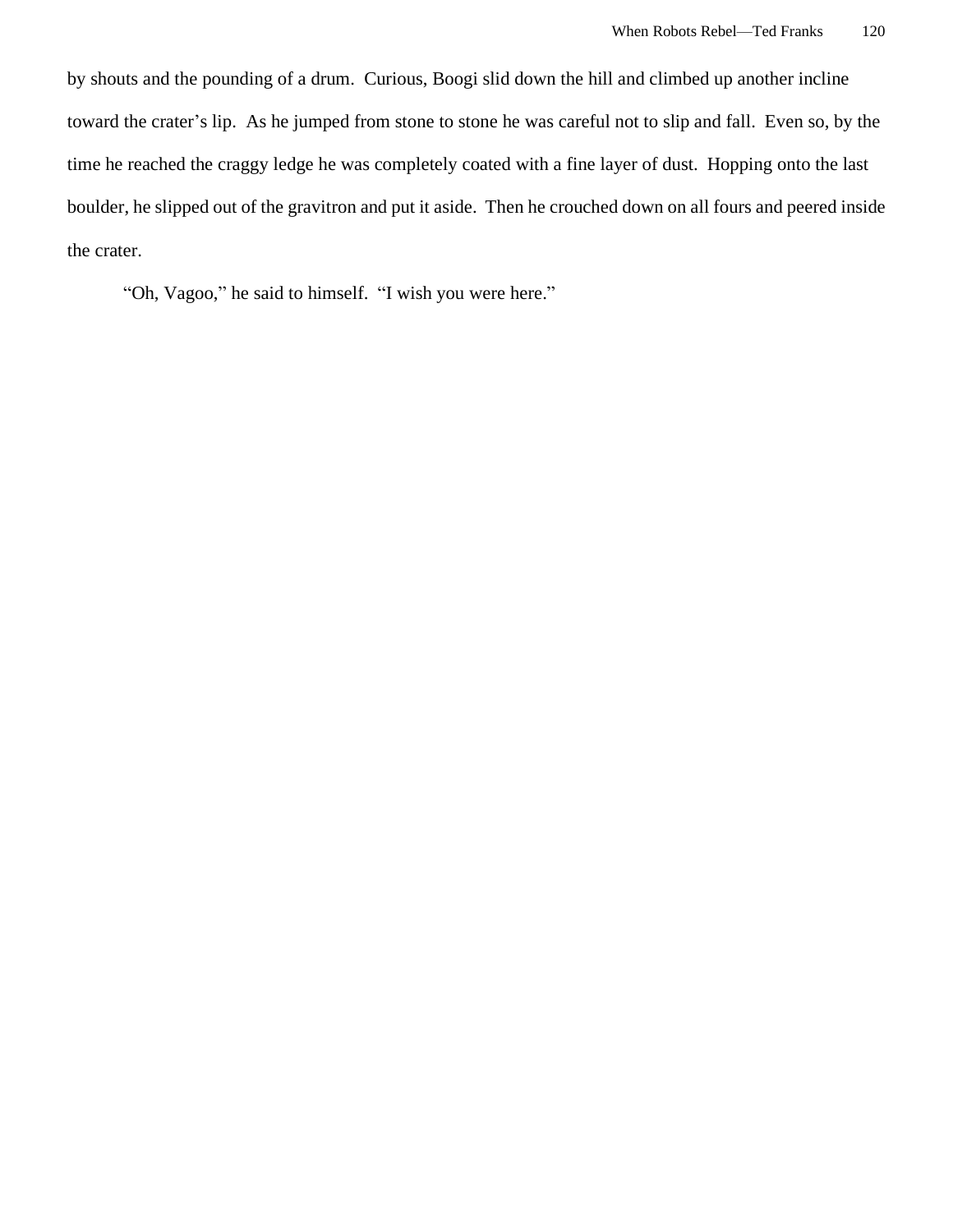by shouts and the pounding of a drum.  Curious, Boogi slid down the hill and climbed up another incline toward the crater's lip.  As he jumped from stone to stone he was careful not to slip and fall.  Even so, by the time he reached the craggy ledge he was completely coated with a fine layer of dust.  Hopping onto the last boulder, he slipped out of the gravitron and put it aside.  Then he crouched down on all fours and peered inside the crater.

"Oh, Vagoo," he said to himself.  "I wish you were here."